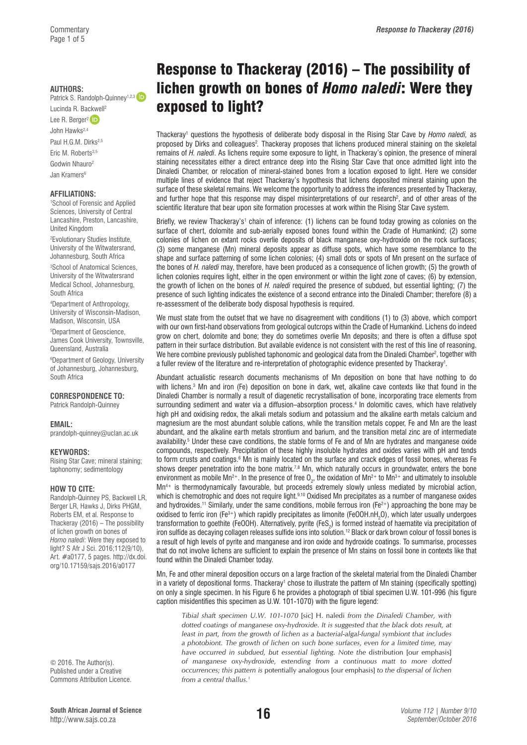# Response to Thackeray (2016) – The possibility of lichen growth on bones of *Homo naledi*: Were they exposed to light?

**AUTHORS:**

Patrick S. Randolph-Quinney[1,2,3]
Lucinda R. Backwell[2]
Lee R. Berger[2]
John Hawks[2,4]
Paul H.G.M. Dirks[2,5]
Eric M. Roberts[2,5]
Godwin Nhauro[2]
Jan Kramers[6]

**AFFILIATIONS:**

[1]School of Forensic and Applied Sciences, University of Central Lancashire, Preston, Lancashire, United Kingdom

[2]Evolutionary Studies Institute, University of the Witwatersrand, Johannesburg, South Africa

[3]School of Anatomical Sciences, University of the Witwatersrand Medical School, Johannesburg, South Africa

[4]Department of Anthropology, University of Wisconsin-Madison, Madison, Wisconsin, USA

[5]Department of Geoscience, James Cook University, Townsville, Queensland, Australia

[6]Department of Geology, University of Johannesburg, Johannesburg, South Africa

**CORRESPONDENCE TO:**
Patrick Randolph-Quinney

**EMAIL:**
prandolph-quinney@uclan.ac.uk

**KEYWORDS:**
Rising Star Cave; mineral staining; taphonomy; sedimentology

**HOW TO CITE:**
Randolph-Quinney PS, Backwell LR, Berger LR, Hawks J, Dirks PHGM, Roberts EM, et al. Response to Thackeray (2016) – The possibility of lichen growth on bones of *Homo naledi*: Were they exposed to light? S Afr J Sci. 2016;112(9/10), Art. #a0177, 5 pages. http://dx.doi.org/10.17159/sajs.2016/a0177

© 2016. The Author(s). Published under a Creative Commons Attribution Licence.

Thackeray[1] questions the hypothesis of deliberate body disposal in the Rising Star Cave by *Homo naledi*, as proposed by Dirks and colleagues[2]. Thackeray proposes that lichens produced mineral staining on the skeletal remains of *H. naledi*. As lichens require some exposure to light, in Thackeray's opinion, the presence of mineral staining necessitates either a direct entrance deep into the Rising Star Cave that once admitted light into the Dinaledi Chamber, or relocation of mineral-stained bones from a location exposed to light. Here we consider multiple lines of evidence that reject Thackeray's hypothesis that lichens deposited mineral staining upon the surface of these skeletal remains. We welcome the opportunity to address the inferences presented by Thackeray, and further hope that this response may dispel misinterpretations of our research[2], and of other areas of the scientific literature that bear upon site formation processes at work within the Rising Star Cave system.

Briefly, we review Thackeray's[1] chain of inference: (1) lichens can be found today growing as colonies on the surface of chert, dolomite and sub-aerially exposed bones found within the Cradle of Humankind; (2) some colonies of lichen on extant rocks overlie deposits of black manganese oxy-hydroxide on the rock surfaces; (3) some manganese (Mn) mineral deposits appear as diffuse spots, which have some resemblance to the shape and surface patterning of some lichen colonies; (4) small dots or spots of Mn present on the surface of the bones of *H. naledi* may, therefore, have been produced as a consequence of lichen growth; (5) the growth of lichen colonies requires light, either in the open environment or within the light zone of caves; (6) by extension, the growth of lichen on the bones of *H. naledi* required the presence of subdued, but essential lighting; (7) the presence of such lighting indicates the existence of a second entrance into the Dinaledi Chamber; therefore (8) a re-assessment of the deliberate body disposal hypothesis is required.

We must state from the outset that we have no disagreement with conditions (1) to (3) above, which comport with our own first-hand observations from geological outcrops within the Cradle of Humankind. Lichens do indeed grow on chert, dolomite and bone; they do sometimes overlie Mn deposits; and there is often a diffuse spot pattern in their surface distribution. But available evidence is not consistent with the rest of this line of reasoning. We here combine previously published taphonomic and geological data from the Dinaledi Chamber[2], together with a fuller review of the literature and re-interpretation of photographic evidence presented by Thackeray[1].

Abundant actualistic research documents mechanisms of Mn deposition on bone that have nothing to do with lichens.[3] Mn and iron (Fe) deposition on bone in dark, wet, alkaline cave contexts like that found in the Dinaledi Chamber is normally a result of diagenetic recrystallisation of bone, incorporating trace elements from surrounding sediment and water via a diffusion–absorption process.[4] In dolomitic caves, which have relatively high pH and oxidising redox, the alkali metals sodium and potassium and the alkaline earth metals calcium and magnesium are the most abundant soluble cations, while the transition metals copper, Fe and Mn are the least abundant, and the alkaline earth metals strontium and barium, and the transition metal zinc are of intermediate availability.[5] Under these cave conditions, the stable forms of Fe and of Mn are hydrates and manganese oxide compounds, respectively. Precipitation of these highly insoluble hydrates and oxides varies with pH and tends to form crusts and coatings.[6] Mn is mainly located on the surface and crack edges of fossil bones, whereas Fe shows deeper penetration into the bone matrix.[7,8] Mn, which naturally occurs in groundwater, enters the bone environment as mobile $Mn^{2+}$. In the presence of free $O_2$, the oxidation of $Mn^{2+}$ to $Mn^{3+}$ and ultimately to insoluble $Mn^{4+}$ is thermodynamically favourable, but proceeds extremely slowly unless mediated by microbial action, which is chemotrophic and does not require light.[9,10] Oxidised Mn precipitates as a number of manganese oxides and hydroxides.[11] Similarly, under the same conditions, mobile ferrous iron ($Fe^{2+}$) approaching the bone may be oxidised to ferric iron ($Fe^{3+}$) which rapidly precipitates as limonite ($FeOOH.nH_2O$), which later usually undergoes transformation to goethite ($FeOOH$). Alternatively, pyrite ($FeS_2$) is formed instead of haematite via precipitation of iron sulfide as decaying collagen releases sulfide ions into solution.[12] Black or dark brown colour of fossil bones is a result of high levels of pyrite and manganese and iron oxide and hydroxide coatings. To summarise, processes that do not involve lichens are sufficient to explain the presence of Mn stains on fossil bone in contexts like that found within the Dinaledi Chamber today.

Mn, Fe and other mineral deposition occurs on a large fraction of the skeletal material from the Dinaledi Chamber in a variety of depositional forms. Thackeray[1] chose to illustrate the pattern of Mn staining (specifically spotting) on only a single specimen. In his Figure 6 he provides a photograph of tibial specimen U.W. 101-996 (his figure caption misidentifies this specimen as U.W. 101-1070) with the figure legend:

> *Tibial shaft specimen U.W. 101-1070* [sic] H. naledi *from the Dinaledi Chamber, with dotted coatings of manganese oxy-hydroxide. It is suggested that the black dots result, at least in part, from the growth of lichen as a bacterial-algal-fungal symbiont that includes a photobiont. The growth of lichen on such bone surfaces, even for a limited time, may have occurred in subdued, but essential lighting. Note the* distribution [our emphasis] *of manganese oxy-hydroxide, extending from a continuous matt to more dotted occurrences; this pattern is* potentially analogous [our emphasis] *to the dispersal of lichen from a central thallus.*[1]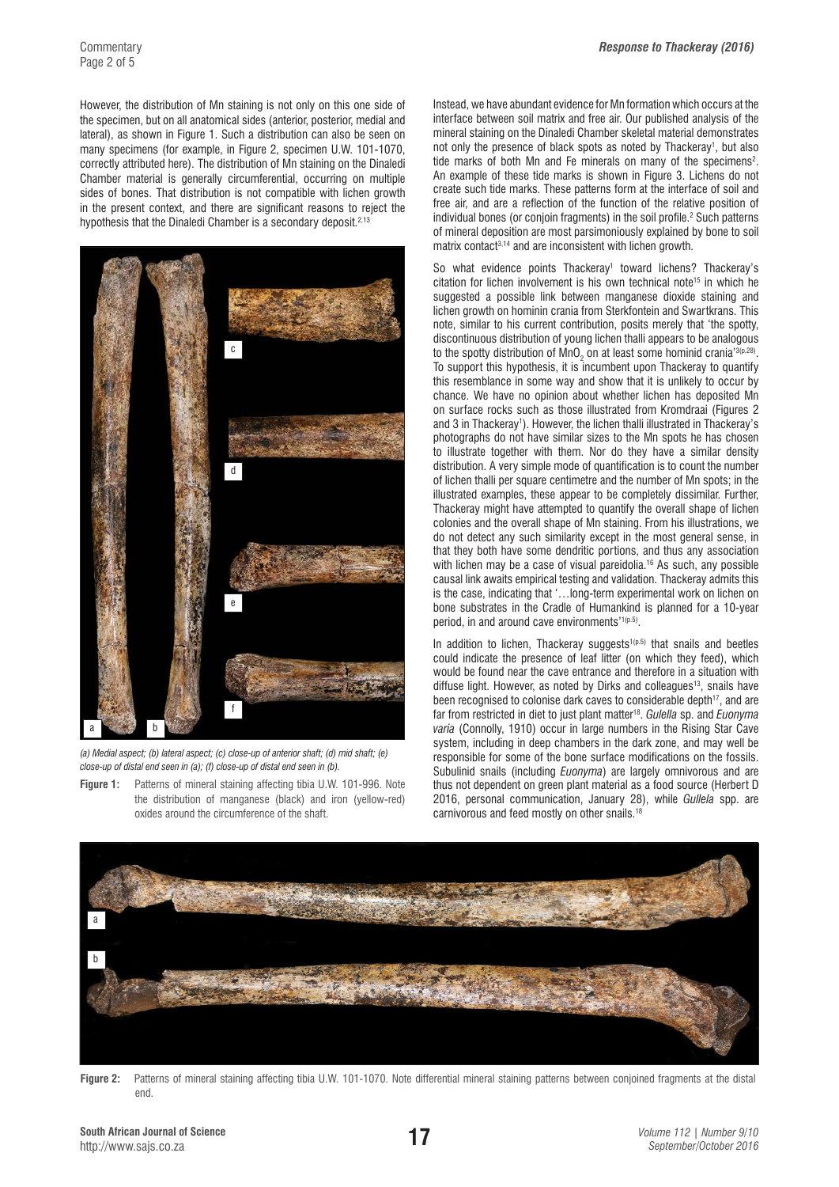However, the distribution of Mn staining is not only on this one side of the specimen, but on all anatomical sides (anterior, posterior, medial and lateral), as shown in Figure 1. Such a distribution can also be seen on many specimens (for example, in Figure 2, specimen U.W. 101-1070, correctly attributed here). The distribution of Mn staining on the Dinaledi Chamber material is generally circumferential, occurring on multiple sides of bones. That distribution is not compatible with lichen growth in the present context, and there are significant reasons to reject the hypothesis that the Dinaledi Chamber is a secondary deposit.[2,13]

*(a) Medial aspect; (b) lateral aspect; (c) close-up of anterior shaft; (d) mid shaft; (e) close-up of distal end seen in (a); (f) close-up of distal end seen in (b).*

**Figure 1:** Patterns of mineral staining affecting tibia U.W. 101-996. Note the distribution of manganese (black) and iron (yellow-red) oxides around the circumference of the shaft.

Instead, we have abundant evidence for Mn formation which occurs at the interface between soil matrix and free air. Our published analysis of the mineral staining on the Dinaledi Chamber skeletal material demonstrates not only the presence of black spots as noted by Thackeray[1], but also tide marks of both Mn and Fe minerals on many of the specimens[2]. An example of these tide marks is shown in Figure 3. Lichens do not create such tide marks. These patterns form at the interface of soil and free air, and are a reflection of the function of the relative position of individual bones (or conjoin fragments) in the soil profile.[2] Such patterns of mineral deposition are most parsimoniously explained by bone to soil matrix contact[3,14] and are inconsistent with lichen growth.

So what evidence points Thackeray[1] toward lichens? Thackeray's citation for lichen involvement is his own technical note[15] in which he suggested a possible link between manganese dioxide staining and lichen growth on hominin crania from Sterkfontein and Swartkrans. This note, similar to his current contribution, posits merely that 'the spotty, discontinuous distribution of young lichen thalli appears to be analogous to the spotty distribution of $MnO_2$ on at least some hominid crania'[3(p.28)]. To support this hypothesis, it is incumbent upon Thackeray to quantify this resemblance in some way and show that it is unlikely to occur by chance. We have no opinion about whether lichen has deposited Mn on surface rocks such as those illustrated from Kromdraai (Figures 2 and 3 in Thackeray[1]). However, the lichen thalli illustrated in Thackeray's photographs do not have similar sizes to the Mn spots he has chosen to illustrate together with them. Nor do they have a similar density distribution. A very simple mode of quantification is to count the number of lichen thalli per square centimetre and the number of Mn spots; in the illustrated examples, these appear to be completely dissimilar. Further, Thackeray might have attempted to quantify the overall shape of lichen colonies and the overall shape of Mn staining. From his illustrations, we do not detect any such similarity except in the most general sense, in that they both have some dendritic portions, and thus any association with lichen may be a case of visual pareidolia.[16] As such, any possible causal link awaits empirical testing and validation. Thackeray admits this is the case, indicating that '…long-term experimental work on lichen on bone substrates in the Cradle of Humankind is planned for a 10-year period, in and around cave environments'[1(p.5)].

In addition to lichen, Thackeray suggests[1(p.5)] that snails and beetles could indicate the presence of leaf litter (on which they feed), which would be found near the cave entrance and therefore in a situation with diffuse light. However, as noted by Dirks and colleagues[13], snails have been recognised to colonise dark caves to considerable depth[17], and are far from restricted in diet to just plant matter[18]. *Gulella* sp. and *Euonyma varia* (Connolly, 1910) occur in large numbers in the Rising Star Cave system, including in deep chambers in the dark zone, and may well be responsible for some of the bone surface modifications on the fossils. Subulinid snails (including *Euonyma*) are largely omnivorous and are thus not dependent on green plant material as a food source (Herbert D 2016, personal communication, January 28), while *Gullela* spp. are carnivorous and feed mostly on other snails.[18]

**Figure 2:** Patterns of mineral staining affecting tibia U.W. 101-1070. Note differential mineral staining patterns between conjoined fragments at the distal end.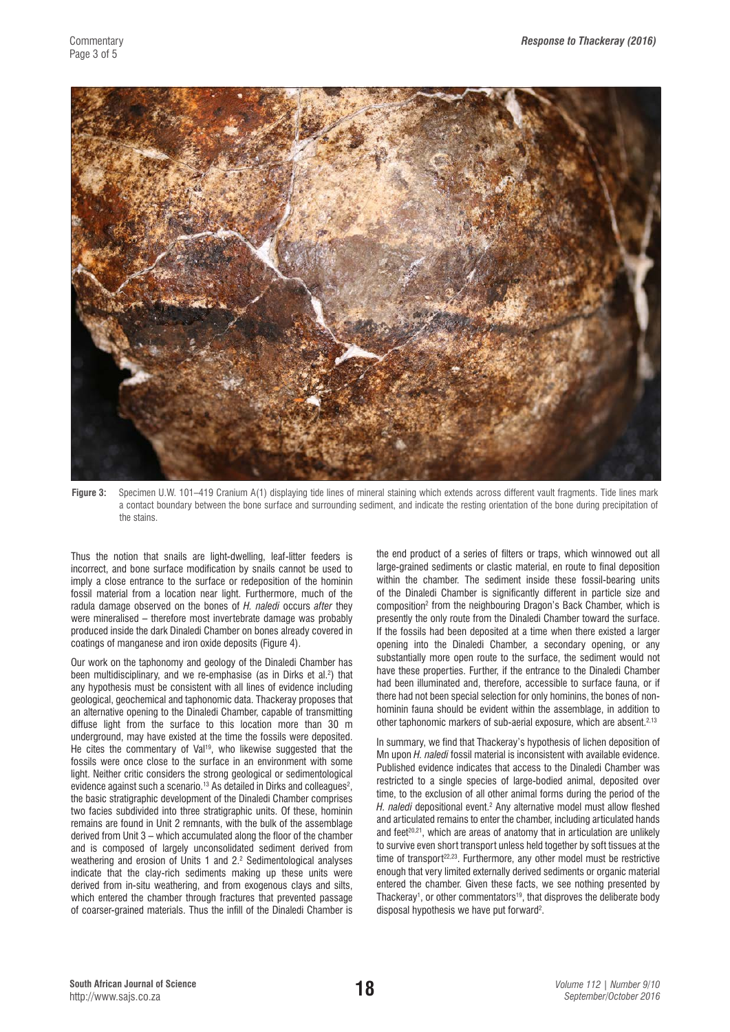**Figure 3:** Specimen U.W. 101–419 Cranium A(1) displaying tide lines of mineral staining which extends across different vault fragments. Tide lines mark a contact boundary between the bone surface and surrounding sediment, and indicate the resting orientation of the bone during precipitation of the stains.

Thus the notion that snails are light-dwelling, leaf-litter feeders is incorrect, and bone surface modification by snails cannot be used to imply a close entrance to the surface or redeposition of the hominin fossil material from a location near light. Furthermore, much of the radula damage observed on the bones of *H. naledi* occurs *after* they were mineralised – therefore most invertebrate damage was probably produced inside the dark Dinaledi Chamber on bones already covered in coatings of manganese and iron oxide deposits (Figure 4).

Our work on the taphonomy and geology of the Dinaledi Chamber has been multidisciplinary, and we re-emphasise (as in Dirks et al.[2]) that any hypothesis must be consistent with all lines of evidence including geological, geochemical and taphonomic data. Thackeray proposes that an alternative opening to the Dinaledi Chamber, capable of transmitting diffuse light from the surface to this location more than 30 m underground, may have existed at the time the fossils were deposited. He cites the commentary of Val[19], who likewise suggested that the fossils were once close to the surface in an environment with some light. Neither critic considers the strong geological or sedimentological evidence against such a scenario.[13] As detailed in Dirks and colleagues[2], the basic stratigraphic development of the Dinaledi Chamber comprises two facies subdivided into three stratigraphic units. Of these, hominin remains are found in Unit 2 remnants, with the bulk of the assemblage derived from Unit 3 – which accumulated along the floor of the chamber and is composed of largely unconsolidated sediment derived from weathering and erosion of Units 1 and 2.[2] Sedimentological analyses indicate that the clay-rich sediments making up these units were derived from in-situ weathering, and from exogenous clays and silts, which entered the chamber through fractures that prevented passage of coarser-grained materials. Thus the infill of the Dinaledi Chamber is the end product of a series of filters or traps, which winnowed out all large-grained sediments or clastic material, en route to final deposition within the chamber. The sediment inside these fossil-bearing units of the Dinaledi Chamber is significantly different in particle size and composition[2] from the neighbouring Dragon's Back Chamber, which is presently the only route from the Dinaledi Chamber toward the surface. If the fossils had been deposited at a time when there existed a larger opening into the Dinaledi Chamber, a secondary opening, or any substantially more open route to the surface, the sediment would not have these properties. Further, if the entrance to the Dinaledi Chamber had been illuminated and, therefore, accessible to surface fauna, or if there had not been special selection for only hominins, the bones of non-hominin fauna should be evident within the assemblage, in addition to other taphonomic markers of sub-aerial exposure, which are absent.[2,13]

In summary, we find that Thackeray's hypothesis of lichen deposition of Mn upon *H. naledi* fossil material is inconsistent with available evidence. Published evidence indicates that access to the Dinaledi Chamber was restricted to a single species of large-bodied animal, deposited over time, to the exclusion of all other animal forms during the period of the *H. naledi* depositional event.[2] Any alternative model must allow fleshed and articulated remains to enter the chamber, including articulated hands and feet[20,21], which are areas of anatomy that in articulation are unlikely to survive even short transport unless held together by soft tissues at the time of transport[22,23]. Furthermore, any other model must be restrictive enough that very limited externally derived sediments or organic material entered the chamber. Given these facts, we see nothing presented by Thackeray[1], or other commentators[19], that disproves the deliberate body disposal hypothesis we have put forward[2].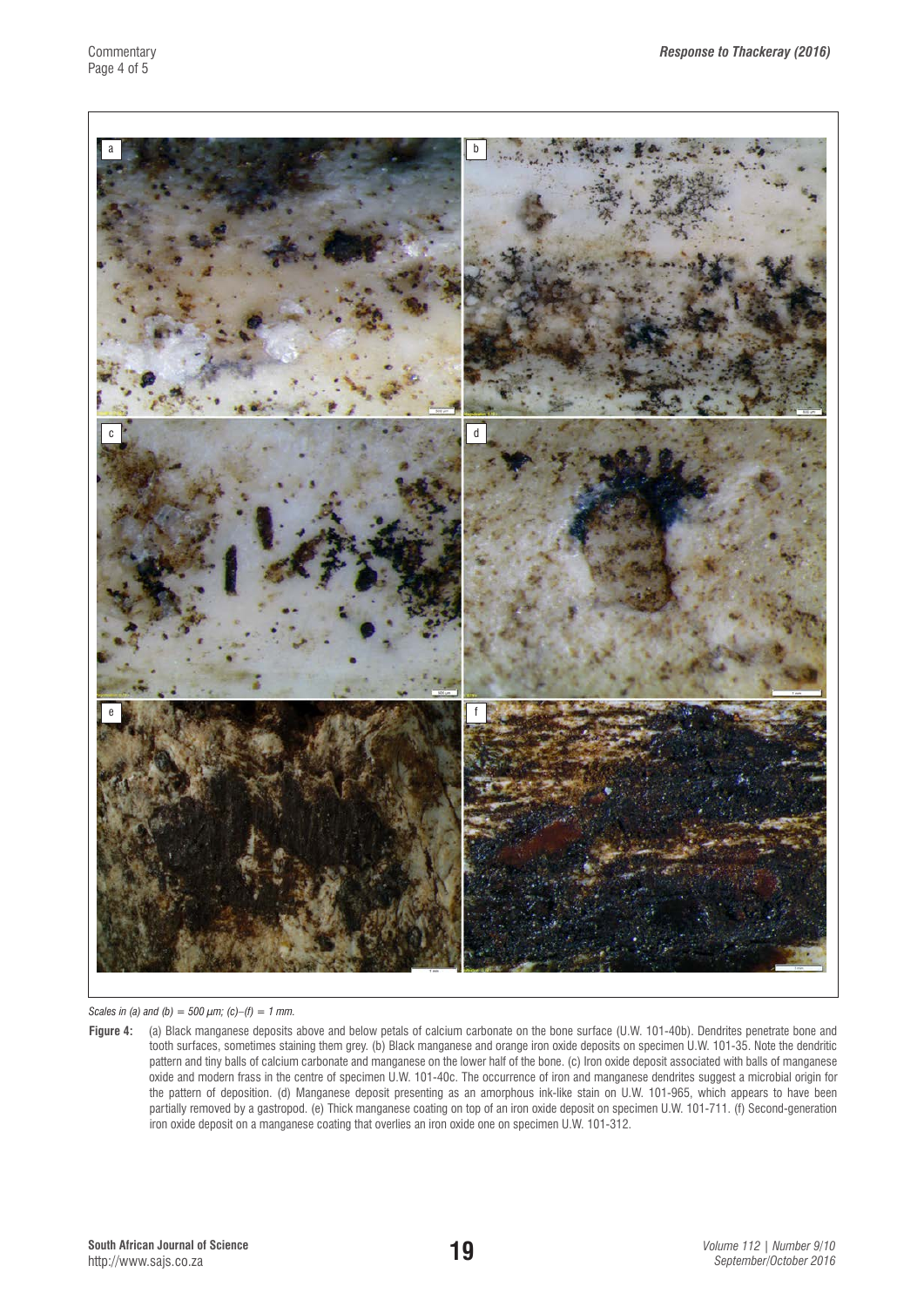*Scales in (a) and (b) = 500 μm; (c)–(f) = 1 mm.*

**Figure 4:** (a) Black manganese deposits above and below petals of calcium carbonate on the bone surface (U.W. 101-40b). Dendrites penetrate bone and tooth surfaces, sometimes staining them grey. (b) Black manganese and orange iron oxide deposits on specimen U.W. 101-35. Note the dendritic pattern and tiny balls of calcium carbonate and manganese on the lower half of the bone. (c) Iron oxide deposit associated with balls of manganese oxide and modern frass in the centre of specimen U.W. 101-40c. The occurrence of iron and manganese dendrites suggest a microbial origin for the pattern of deposition. (d) Manganese deposit presenting as an amorphous ink-like stain on U.W. 101-965, which appears to have been partially removed by a gastropod. (e) Thick manganese coating on top of an iron oxide deposit on specimen U.W. 101-711. (f) Second-generation iron oxide deposit on a manganese coating that overlies an iron oxide one on specimen U.W. 101-312.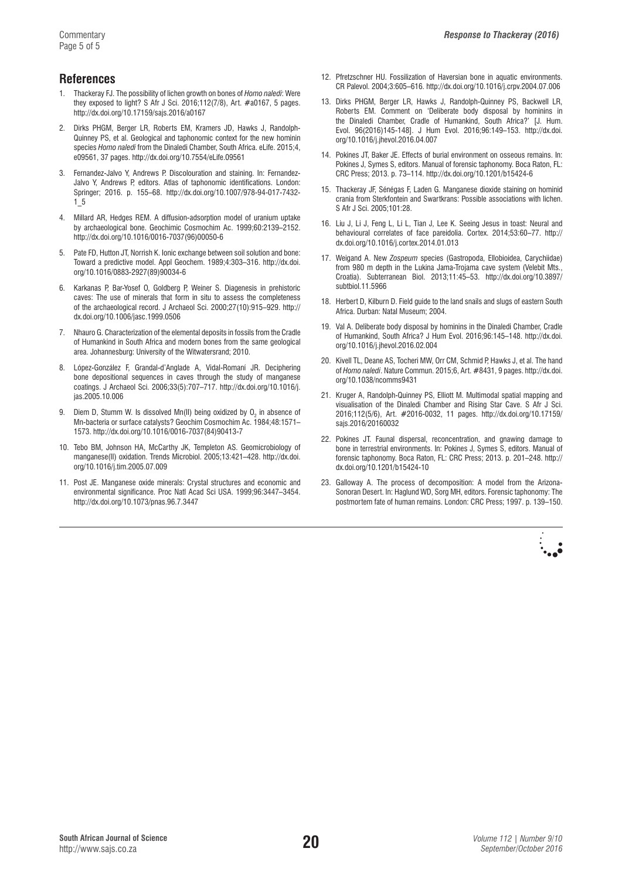## References

1. Thackeray FJ. The possibility of lichen growth on bones of *Homo naledi*: Were they exposed to light? S Afr J Sci. 2016;112(7/8), Art. #a0167, 5 pages. http://dx.doi.org/10.17159/sajs.2016/a0167
2. Dirks PHGM, Berger LR, Roberts EM, Kramers JD, Hawks J, Randolph-Quinney PS, et al. Geological and taphonomic context for the new hominin species *Homo naledi* from the Dinaledi Chamber, South Africa. eLife. 2015;4, e09561, 37 pages. http://dx.doi.org/10.7554/eLife.09561
3. Fernandez-Jalvo Y, Andrews P. Discolouration and staining. In: Fernandez-Jalvo Y, Andrews P, editors. Atlas of taphonomic identifications. London: Springer; 2016. p. 155–68. http://dx.doi.org/10.1007/978-94-017-7432-1_5
4. Millard AR, Hedges REM. A diffusion-adsorption model of uranium uptake by archaeological bone. Geochimic Cosmochim Ac. 1999;60:2139–2152. http://dx.doi.org/10.1016/0016-7037(96)00050-6
5. Pate FD, Hutton JT, Norrish K. Ionic exchange between soil solution and bone: Toward a predictive model. Appl Geochem. 1989;4:303–316. http://dx.doi.org/10.1016/0883-2927(89)90034-6
6. Karkanas P, Bar-Yosef O, Goldberg P, Weiner S. Diagenesis in prehistoric caves: The use of minerals that form in situ to assess the completeness of the archaeological record. J Archaeol Sci. 2000;27(10):915–929. http://dx.doi.org/10.1006/jasc.1999.0506
7. Nhauro G. Characterization of the elemental deposits in fossils from the Cradle of Humankind in South Africa and modern bones from the same geological area. Johannesburg: University of the Witwatersrand; 2010.
8. López-González F, Grandal-d'Anglade A, Vidal-Romaní JR. Deciphering bone depositional sequences in caves through the study of manganese coatings. J Archaeol Sci. 2006;33(5):707–717. http://dx.doi.org/10.1016/j.jas.2005.10.006
9. Diem D, Stumm W. Is dissolved Mn(II) being oxidized by $O_2$ in absence of Mn-bacteria or surface catalysts? Geochim Cosmochim Ac. 1984;48:1571–1573. http://dx.doi.org/10.1016/0016-7037(84)90413-7
10. Tebo BM, Johnson HA, McCarthy JK, Templeton AS. Geomicrobiology of manganese(II) oxidation. Trends Microbiol. 2005;13:421–428. http://dx.doi.org/10.1016/j.tim.2005.07.009
11. Post JE. Manganese oxide minerals: Crystal structures and economic and environmental significance. Proc Natl Acad Sci USA. 1999;96:3447–3454. http://dx.doi.org/10.1073/pnas.96.7.3447
12. Pfretzschner HU. Fossilization of Haversian bone in aquatic environments. CR Palevol. 2004;3:605–616. http://dx.doi.org/10.1016/j.crpv.2004.07.006
13. Dirks PHGM, Berger LR, Hawks J, Randolph-Quinney PS, Backwell LR, Roberts EM. Comment on 'Deliberate body disposal by hominins in the Dinaledi Chamber, Cradle of Humankind, South Africa?' [J. Hum. Evol. 96(2016)145-148]. J Hum Evol. 2016;96:149–153. http://dx.doi.org/10.1016/j.jhevol.2016.04.007
14. Pokines JT, Baker JE. Effects of burial environment on osseous remains. In: Pokines J, Symes S, editors. Manual of forensic taphonomy. Boca Raton, FL: CRC Press; 2013. p. 73–114. http://dx.doi.org/10.1201/b15424-6
15. Thackeray JF, Sénégas F, Laden G. Manganese dioxide staining on hominid crania from Sterkfontein and Swartkrans: Possible associations with lichen. S Afr J Sci. 2005;101:28.
16. Liu J, Li J, Feng L, Li L, Tian J, Lee K. Seeing Jesus in toast: Neural and behavioural correlates of face pareidolia. Cortex. 2014;53:60–77. http://dx.doi.org/10.1016/j.cortex.2014.01.013
17. Weigand A. New *Zospeum* species (Gastropoda, Ellobioidea, Carychiidae) from 980 m depth in the Lukina Jama-Trojama cave system (Velebit Mts., Croatia). Subterranean Biol. 2013;11:45–53. http://dx.doi.org/10.3897/subtbiol.11.5966
18. Herbert D, Kilburn D. Field guide to the land snails and slugs of eastern South Africa. Durban: Natal Museum; 2004.
19. Val A. Deliberate body disposal by hominins in the Dinaledi Chamber, Cradle of Humankind, South Africa? J Hum Evol. 2016;96:145–148. http://dx.doi.org/10.1016/j.jhevol.2016.02.004
20. Kivell TL, Deane AS, Tocheri MW, Orr CM, Schmid P, Hawks J, et al. The hand of *Homo naledi*. Nature Commun. 2015;6, Art. #8431, 9 pages. http://dx.doi.org/10.1038/ncomms9431
21. Kruger A, Randolph-Quinney PS, Elliott M. Multimodal spatial mapping and visualisation of the Dinaledi Chamber and Rising Star Cave. S Afr J Sci. 2016;112(5/6), Art. #2016-0032, 11 pages. http://dx.doi.org/10.17159/sajs.2016/20160032
22. Pokines JT. Faunal dispersal, reconcentration, and gnawing damage to bone in terrestrial environments. In: Pokines J, Symes S, editors. Manual of forensic taphonomy. Boca Raton, FL: CRC Press; 2013. p. 201–248. http://dx.doi.org/10.1201/b15424-10
23. Galloway A. The process of decomposition: A model from the Arizona-Sonoran Desert. In: Haglund WD, Sorg MH, editors. Forensic taphonomy: The postmortem fate of human remains. London: CRC Press; 1997. p. 139–150.